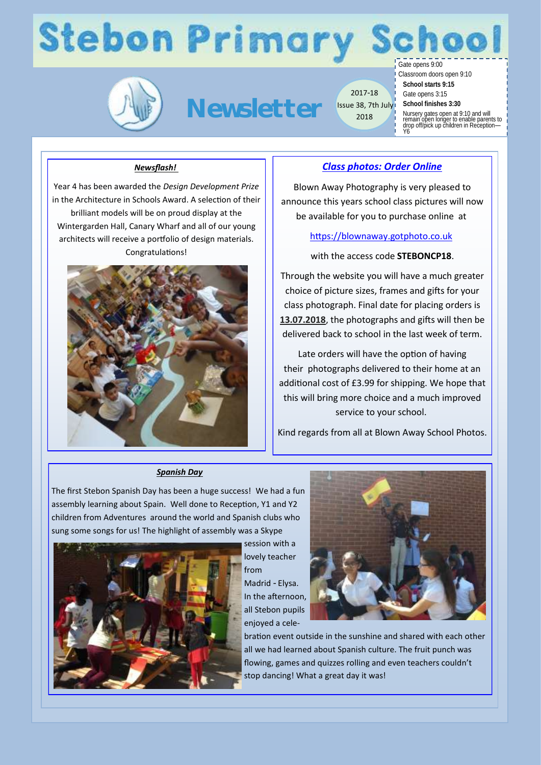# Stebon Primary School

## Newsletter

2017-18
Issue 38, 7th July 2018

Gate opens 9:00
Classroom doors open 9:10
**School starts 9:15**
Gate opens 3:15
**School finishes 3:30**
Nursery gates open at 9:10 and will remain open longer to enable parents to drop off/pick up children in Reception—Y6

### *Newsflash!*

Year 4 has been awarded the *Design Development Prize* in the Architecture in Schools Award. A selection of their brilliant models will be on proud display at the Wintergarden Hall, Canary Wharf and all of our young architects will receive a portfolio of design materials. Congratulations!

### *Class photos: Order Online*

Blown Away Photography is very pleased to announce this years school class pictures will now be available for you to purchase online at

https://blownaway.gotphoto.co.uk

with the access code **STEBONCP18**.

Through the website you will have a much greater choice of picture sizes, frames and gifts for your class photograph. Final date for placing orders is **13.07.2018**, the photographs and gifts will then be delivered back to school in the last week of term.

Late orders will have the option of having their photographs delivered to their home at an additional cost of £3.99 for shipping. We hope that this will bring more choice and a much improved service to your school.

Kind regards from all at Blown Away School Photos.

### *Spanish Day*

The first Stebon Spanish Day has been a huge success! We had a fun assembly learning about Spain. Well done to Reception, Y1 and Y2 children from Adventures around the world and Spanish clubs who sung some songs for us! The highlight of assembly was a Skype session with a lovely teacher from Madrid - Elysa. In the afternoon, all Stebon pupils enjoyed a celebration event outside in the sunshine and shared with each other all we had learned about Spanish culture. The fruit punch was flowing, games and quizzes rolling and even teachers couldn't stop dancing! What a great day it was!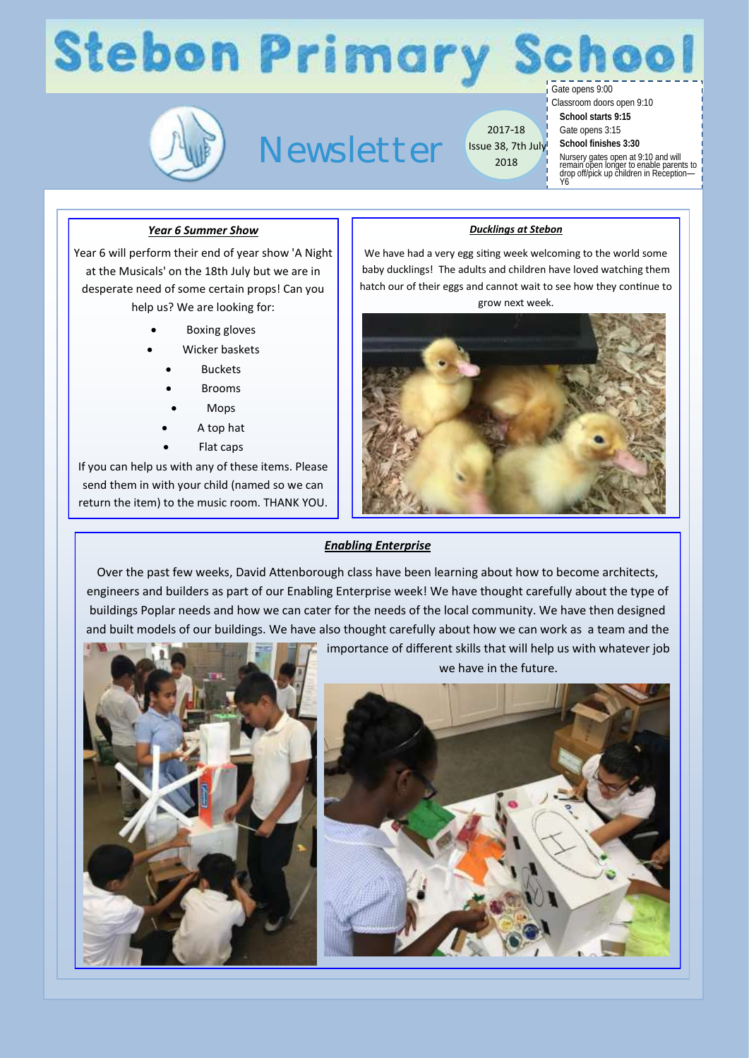# Stebon Primary School

## Newsletter

2017-18
Issue 38, 7th July 2018

Gate opens 9:00
Classroom doors open 9:10
**School starts 9:15**
Gate opens 3:15
**School finishes 3:30**
Nursery gates open at 9:10 and will remain open longer to enable parents to drop off/pick up children in Reception—Y6

### *Year 6 Summer Show*

Year 6 will perform their end of year show 'A Night at the Musicals' on the 18th July but we are in desperate need of some certain props! Can you help us? We are looking for:

- Boxing gloves
- Wicker baskets
- Buckets
- Brooms
- Mops
- A top hat
- Flat caps

If you can help us with any of these items. Please send them in with your child (named so we can return the item) to the music room. THANK YOU.

### *Ducklings at Stebon*

We have had a very egg siting week welcoming to the world some baby ducklings! The adults and children have loved watching them hatch our of their eggs and cannot wait to see how they continue to grow next week.

### *Enabling Enterprise*

Over the past few weeks, David Attenborough class have been learning about how to become architects, engineers and builders as part of our Enabling Enterprise week! We have thought carefully about the type of buildings Poplar needs and how we can cater for the needs of the local community. We have then designed and built models of our buildings. We have also thought carefully about how we can work as a team and the importance of different skills that will help us with whatever job we have in the future.